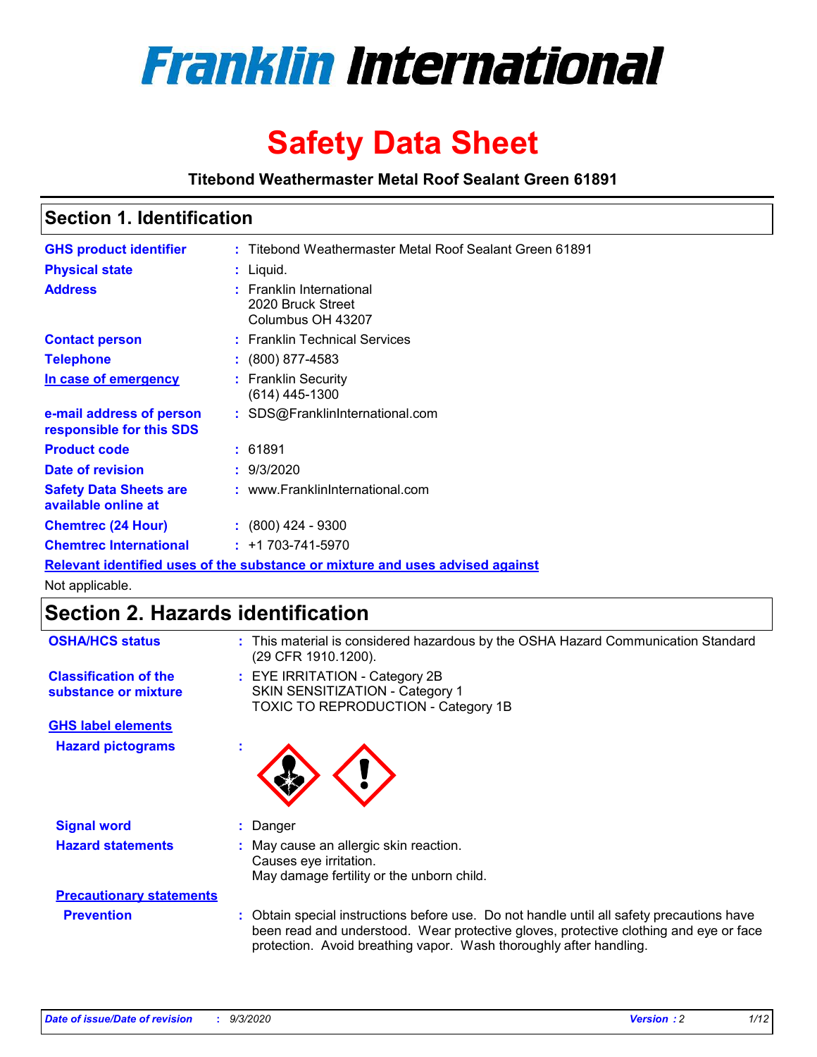# Franklin International

# Safety Data Sheet

**Titebond Weathermaster Metal Roof Sealant Green 61891**

## Section 1. Identification

| | | |
|---|---|---|
| **GHS product identifier** | : | Titebond Weathermaster Metal Roof Sealant Green 61891 |
| **Physical state** | : | Liquid. |
| **Address** | : | Franklin International<br>2020 Bruck Street<br>Columbus OH 43207 |
| **Contact person** | : | Franklin Technical Services |
| **Telephone** | : | (800) 877-4583 |
| **In case of emergency** | : | Franklin Security<br>(614) 445-1300 |
| **e-mail address of person responsible for this SDS** | : | SDS@FranklinInternational.com |
| **Product code** | : | 61891 |
| **Date of revision** | : | 9/3/2020 |
| **Safety Data Sheets are available online at** | : | www.FranklinInternational.com |
| **Chemtrec (24 Hour)** | : | (800) 424 - 9300 |
| **Chemtrec International** | : | +1 703-741-5970 |

**Relevant identified uses of the substance or mixture and uses advised against**

Not applicable.

## Section 2. Hazards identification

**OSHA/HCS status** : This material is considered hazardous by the OSHA Hazard Communication Standard (29 CFR 1910.1200).

**Classification of the substance or mixture** : EYE IRRITATION - Category 2B
SKIN SENSITIZATION - Category 1
TOXIC TO REPRODUCTION - Category 1B

**GHS label elements**

**Hazard pictograms** :

**Signal word** : Danger

**Hazard statements** : May cause an allergic skin reaction.
Causes eye irritation.
May damage fertility or the unborn child.

**Precautionary statements**

**Prevention** : Obtain special instructions before use. Do not handle until all safety precautions have been read and understood. Wear protective gloves, protective clothing and eye or face protection. Avoid breathing vapor. Wash thoroughly after handling.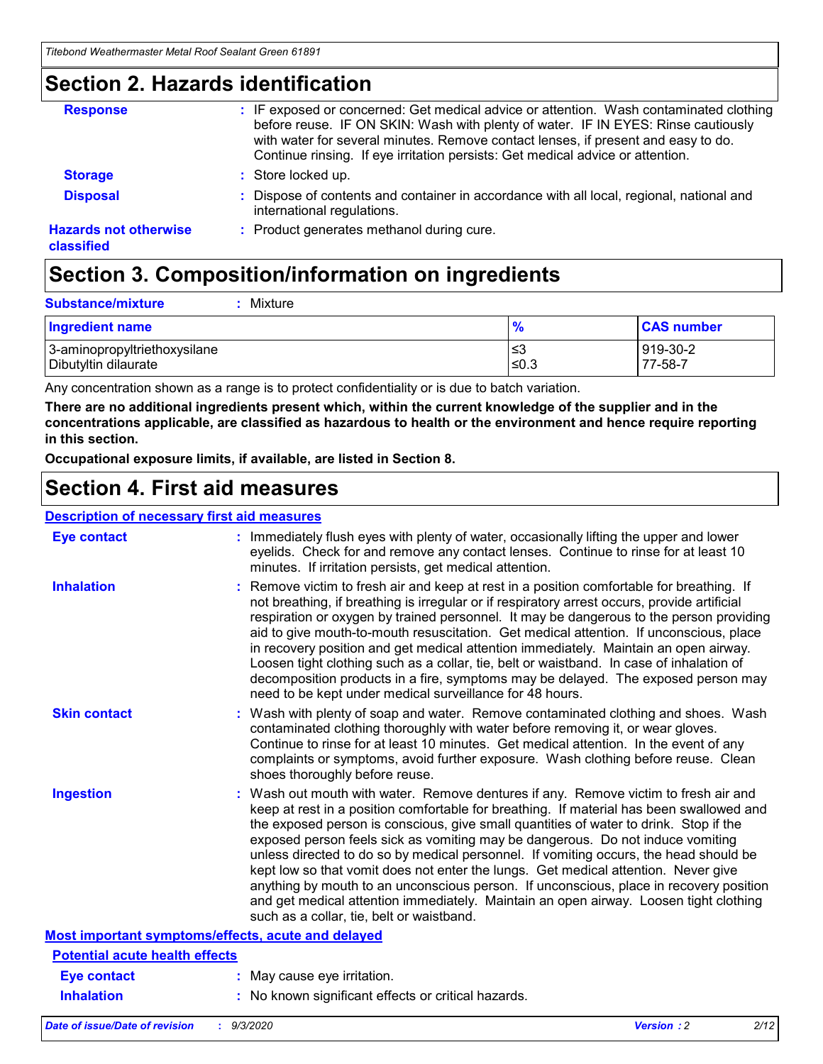## Section 2. Hazards identification

**Response** : IF exposed or concerned: Get medical advice or attention. Wash contaminated clothing before reuse. IF ON SKIN: Wash with plenty of water. IF IN EYES: Rinse cautiously with water for several minutes. Remove contact lenses, if present and easy to do. Continue rinsing. If eye irritation persists: Get medical advice or attention.

**Storage** : Store locked up.

**Disposal** : Dispose of contents and container in accordance with all local, regional, national and international regulations.

**Hazards not otherwise classified** : Product generates methanol during cure.

## Section 3. Composition/information on ingredients

**Substance/mixture** : Mixture

| Ingredient name | % | CAS number |
| --- | --- | --- |
| 3-aminopropyltriethoxysilane | ≤3 | 919-30-2 |
| Dibutyltin dilaurate | ≤0.3 | 77-58-7 |

Any concentration shown as a range is to protect confidentiality or is due to batch variation.

**There are no additional ingredients present which, within the current knowledge of the supplier and in the concentrations applicable, are classified as hazardous to health or the environment and hence require reporting in this section.**

**Occupational exposure limits, if available, are listed in Section 8.**

## Section 4. First aid measures

### Description of necessary first aid measures

**Eye contact** : Immediately flush eyes with plenty of water, occasionally lifting the upper and lower eyelids. Check for and remove any contact lenses. Continue to rinse for at least 10 minutes. If irritation persists, get medical attention.

**Inhalation** : Remove victim to fresh air and keep at rest in a position comfortable for breathing. If not breathing, if breathing is irregular or if respiratory arrest occurs, provide artificial respiration or oxygen by trained personnel. It may be dangerous to the person providing aid to give mouth-to-mouth resuscitation. Get medical attention. If unconscious, place in recovery position and get medical attention immediately. Maintain an open airway. Loosen tight clothing such as a collar, tie, belt or waistband. In case of inhalation of decomposition products in a fire, symptoms may be delayed. The exposed person may need to be kept under medical surveillance for 48 hours.

**Skin contact** : Wash with plenty of soap and water. Remove contaminated clothing and shoes. Wash contaminated clothing thoroughly with water before removing it, or wear gloves. Continue to rinse for at least 10 minutes. Get medical attention. In the event of any complaints or symptoms, avoid further exposure. Wash clothing before reuse. Clean shoes thoroughly before reuse.

**Ingestion** : Wash out mouth with water. Remove dentures if any. Remove victim to fresh air and keep at rest in a position comfortable for breathing. If material has been swallowed and the exposed person is conscious, give small quantities of water to drink. Stop if the exposed person feels sick as vomiting may be dangerous. Do not induce vomiting unless directed to do so by medical personnel. If vomiting occurs, the head should be kept low so that vomit does not enter the lungs. Get medical attention. Never give anything by mouth to an unconscious person. If unconscious, place in recovery position and get medical attention immediately. Maintain an open airway. Loosen tight clothing such as a collar, tie, belt or waistband.

### Most important symptoms/effects, acute and delayed

#### Potential acute health effects

**Eye contact** : May cause eye irritation.

**Inhalation** : No known significant effects or critical hazards.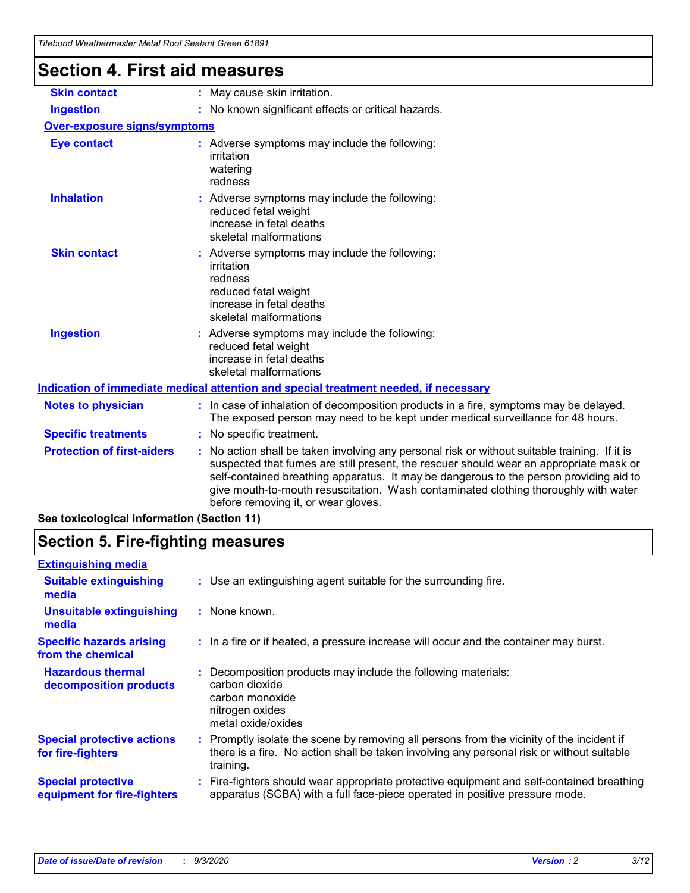## Section 4. First aid measures

| | |
|---|---|
| **Skin contact** | : May cause skin irritation. |
| **Ingestion** | : No known significant effects or critical hazards. |

**Over-exposure signs/symptoms**

| | |
|---|---|
| **Eye contact** | : Adverse symptoms may include the following:<br>irritation<br>watering<br>redness |
| **Inhalation** | : Adverse symptoms may include the following:<br>reduced fetal weight<br>increase in fetal deaths<br>skeletal malformations |
| **Skin contact** | : Adverse symptoms may include the following:<br>irritation<br>redness<br>reduced fetal weight<br>increase in fetal deaths<br>skeletal malformations |
| **Ingestion** | : Adverse symptoms may include the following:<br>reduced fetal weight<br>increase in fetal deaths<br>skeletal malformations |

**Indication of immediate medical attention and special treatment needed, if necessary**

| | |
|---|---|
| **Notes to physician** | : In case of inhalation of decomposition products in a fire, symptoms may be delayed. The exposed person may need to be kept under medical surveillance for 48 hours. |
| **Specific treatments** | : No specific treatment. |
| **Protection of first-aiders** | : No action shall be taken involving any personal risk or without suitable training. If it is suspected that fumes are still present, the rescuer should wear an appropriate mask or self-contained breathing apparatus. It may be dangerous to the person providing aid to give mouth-to-mouth resuscitation. Wash contaminated clothing thoroughly with water before removing it, or wear gloves. |

**See toxicological information (Section 11)**

## Section 5. Fire-fighting measures

**Extinguishing media**

| | |
|---|---|
| **Suitable extinguishing media** | : Use an extinguishing agent suitable for the surrounding fire. |
| **Unsuitable extinguishing media** | : None known. |
| **Specific hazards arising from the chemical** | : In a fire or if heated, a pressure increase will occur and the container may burst. |
| **Hazardous thermal decomposition products** | : Decomposition products may include the following materials:<br>carbon dioxide<br>carbon monoxide<br>nitrogen oxides<br>metal oxide/oxides |
| **Special protective actions for fire-fighters** | : Promptly isolate the scene by removing all persons from the vicinity of the incident if there is a fire. No action shall be taken involving any personal risk or without suitable training. |
| **Special protective equipment for fire-fighters** | : Fire-fighters should wear appropriate protective equipment and self-contained breathing apparatus (SCBA) with a full face-piece operated in positive pressure mode. |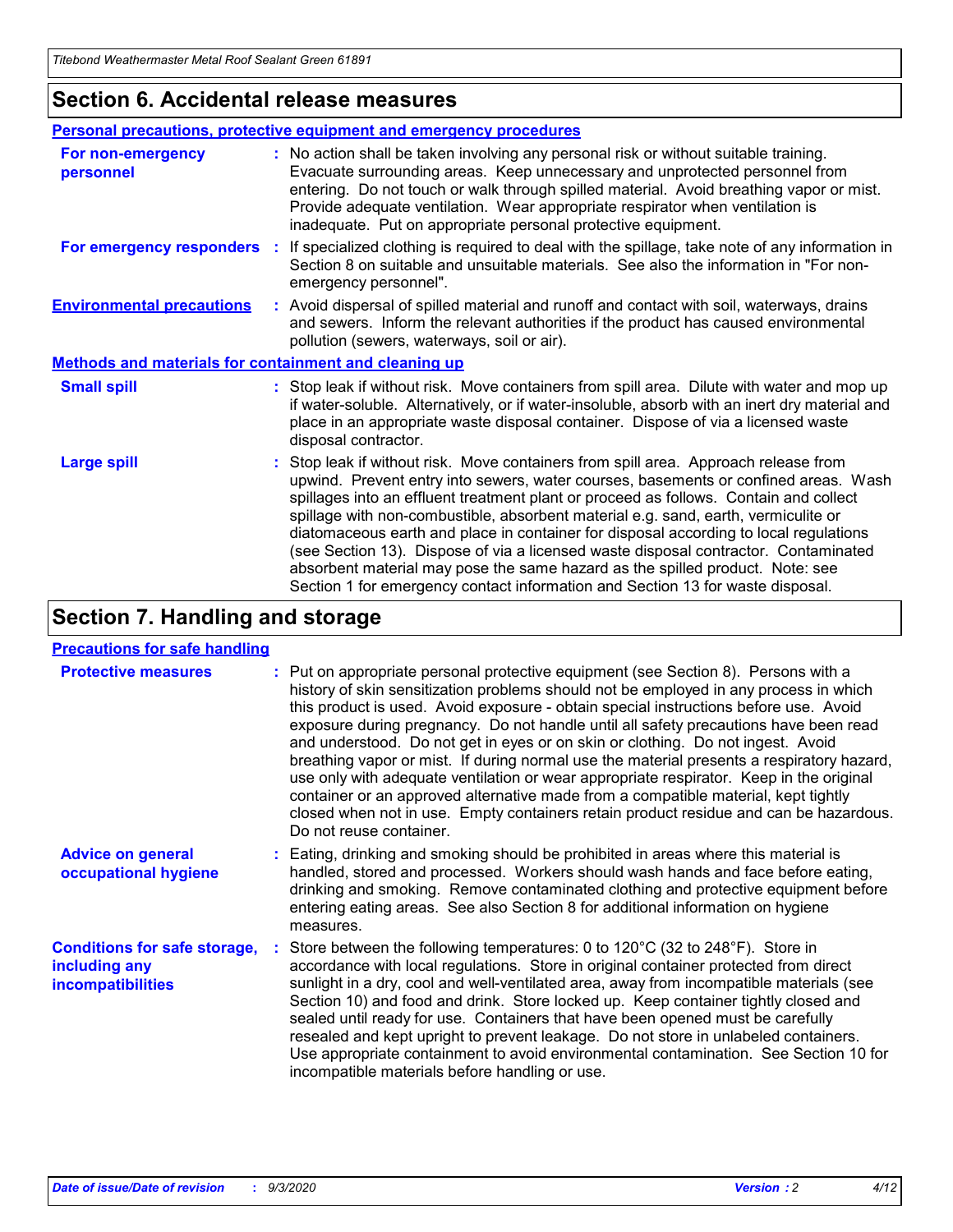## Section 6. Accidental release measures

### Personal precautions, protective equipment and emergency procedures

**For non-emergency personnel** : No action shall be taken involving any personal risk or without suitable training. Evacuate surrounding areas. Keep unnecessary and unprotected personnel from entering. Do not touch or walk through spilled material. Avoid breathing vapor or mist. Provide adequate ventilation. Wear appropriate respirator when ventilation is inadequate. Put on appropriate personal protective equipment.

**For emergency responders** : If specialized clothing is required to deal with the spillage, take note of any information in Section 8 on suitable and unsuitable materials. See also the information in "For non-emergency personnel".

**Environmental precautions** : Avoid dispersal of spilled material and runoff and contact with soil, waterways, drains and sewers. Inform the relevant authorities if the product has caused environmental pollution (sewers, waterways, soil or air).

### Methods and materials for containment and cleaning up

**Small spill** : Stop leak if without risk. Move containers from spill area. Dilute with water and mop up if water-soluble. Alternatively, or if water-insoluble, absorb with an inert dry material and place in an appropriate waste disposal container. Dispose of via a licensed waste disposal contractor.

**Large spill** : Stop leak if without risk. Move containers from spill area. Approach release from upwind. Prevent entry into sewers, water courses, basements or confined areas. Wash spillages into an effluent treatment plant or proceed as follows. Contain and collect spillage with non-combustible, absorbent material e.g. sand, earth, vermiculite or diatomaceous earth and place in container for disposal according to local regulations (see Section 13). Dispose of via a licensed waste disposal contractor. Contaminated absorbent material may pose the same hazard as the spilled product. Note: see Section 1 for emergency contact information and Section 13 for waste disposal.

## Section 7. Handling and storage

### Precautions for safe handling

**Protective measures** : Put on appropriate personal protective equipment (see Section 8). Persons with a history of skin sensitization problems should not be employed in any process in which this product is used. Avoid exposure - obtain special instructions before use. Avoid exposure during pregnancy. Do not handle until all safety precautions have been read and understood. Do not get in eyes or on skin or clothing. Do not ingest. Avoid breathing vapor or mist. If during normal use the material presents a respiratory hazard, use only with adequate ventilation or wear appropriate respirator. Keep in the original container or an approved alternative made from a compatible material, kept tightly closed when not in use. Empty containers retain product residue and can be hazardous. Do not reuse container.

**Advice on general occupational hygiene** : Eating, drinking and smoking should be prohibited in areas where this material is handled, stored and processed. Workers should wash hands and face before eating, drinking and smoking. Remove contaminated clothing and protective equipment before entering eating areas. See also Section 8 for additional information on hygiene measures.

**Conditions for safe storage, including any incompatibilities** : Store between the following temperatures: 0 to 120°C (32 to 248°F). Store in accordance with local regulations. Store in original container protected from direct sunlight in a dry, cool and well-ventilated area, away from incompatible materials (see Section 10) and food and drink. Store locked up. Keep container tightly closed and sealed until ready for use. Containers that have been opened must be carefully resealed and kept upright to prevent leakage. Do not store in unlabeled containers. Use appropriate containment to avoid environmental contamination. See Section 10 for incompatible materials before handling or use.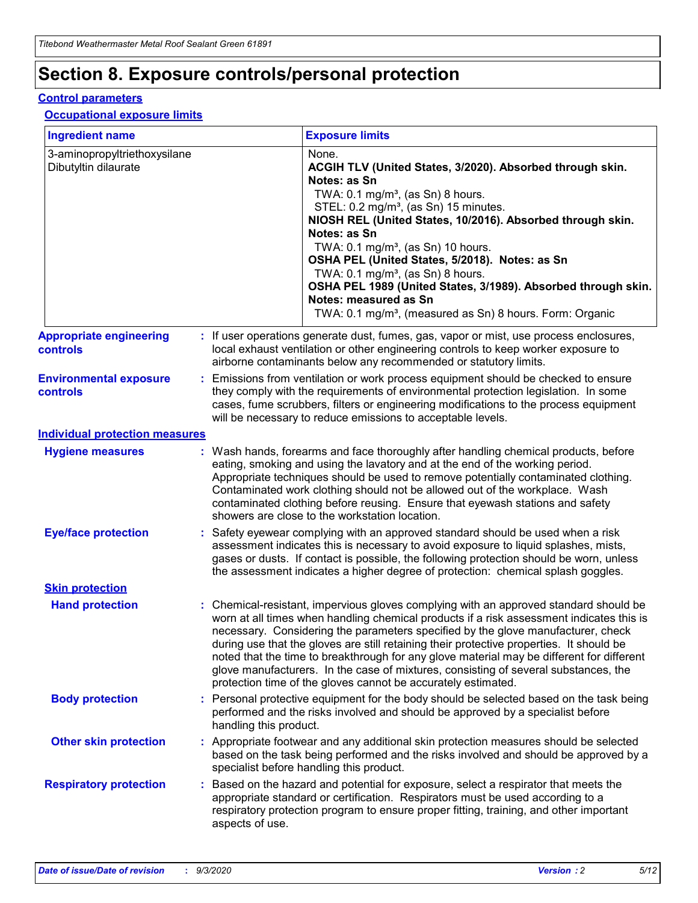# Section 8. Exposure controls/personal protection

## Control parameters

### Occupational exposure limits

| Ingredient name | Exposure limits |
|---|---|
| 3-aminopropyltriethoxysilane | None. |
| Dibutyltin dilaurate | **ACGIH TLV (United States, 3/2020). Absorbed through skin. Notes: as Sn**<br>TWA: 0.1 mg/m³, (as Sn) 8 hours.<br>STEL: 0.2 mg/m³, (as Sn) 15 minutes.<br>**NIOSH REL (United States, 10/2016). Absorbed through skin. Notes: as Sn**<br>TWA: 0.1 mg/m³, (as Sn) 10 hours.<br>**OSHA PEL (United States, 5/2018). Notes: as Sn**<br>TWA: 0.1 mg/m³, (as Sn) 8 hours.<br>**OSHA PEL 1989 (United States, 3/1989). Absorbed through skin. Notes: measured as Sn**<br>TWA: 0.1 mg/m³, (measured as Sn) 8 hours. Form: Organic |

**Appropriate engineering controls** : If user operations generate dust, fumes, gas, vapor or mist, use process enclosures, local exhaust ventilation or other engineering controls to keep worker exposure to airborne contaminants below any recommended or statutory limits.

**Environmental exposure controls** : Emissions from ventilation or work process equipment should be checked to ensure they comply with the requirements of environmental protection legislation. In some cases, fume scrubbers, filters or engineering modifications to the process equipment will be necessary to reduce emissions to acceptable levels.

## Individual protection measures

**Hygiene measures** : Wash hands, forearms and face thoroughly after handling chemical products, before eating, smoking and using the lavatory and at the end of the working period. Appropriate techniques should be used to remove potentially contaminated clothing. Contaminated work clothing should not be allowed out of the workplace. Wash contaminated clothing before reusing. Ensure that eyewash stations and safety showers are close to the workstation location.

**Eye/face protection** : Safety eyewear complying with an approved standard should be used when a risk assessment indicates this is necessary to avoid exposure to liquid splashes, mists, gases or dusts. If contact is possible, the following protection should be worn, unless the assessment indicates a higher degree of protection: chemical splash goggles.

### Skin protection

**Hand protection** : Chemical-resistant, impervious gloves complying with an approved standard should be worn at all times when handling chemical products if a risk assessment indicates this is necessary. Considering the parameters specified by the glove manufacturer, check during use that the gloves are still retaining their protective properties. It should be noted that the time to breakthrough for any glove material may be different for different glove manufacturers. In the case of mixtures, consisting of several substances, the protection time of the gloves cannot be accurately estimated.

**Body protection** : Personal protective equipment for the body should be selected based on the task being performed and the risks involved and should be approved by a specialist before handling this product.

**Other skin protection** : Appropriate footwear and any additional skin protection measures should be selected based on the task being performed and the risks involved and should be approved by a specialist before handling this product.

**Respiratory protection** : Based on the hazard and potential for exposure, select a respirator that meets the appropriate standard or certification. Respirators must be used according to a respiratory protection program to ensure proper fitting, training, and other important aspects of use.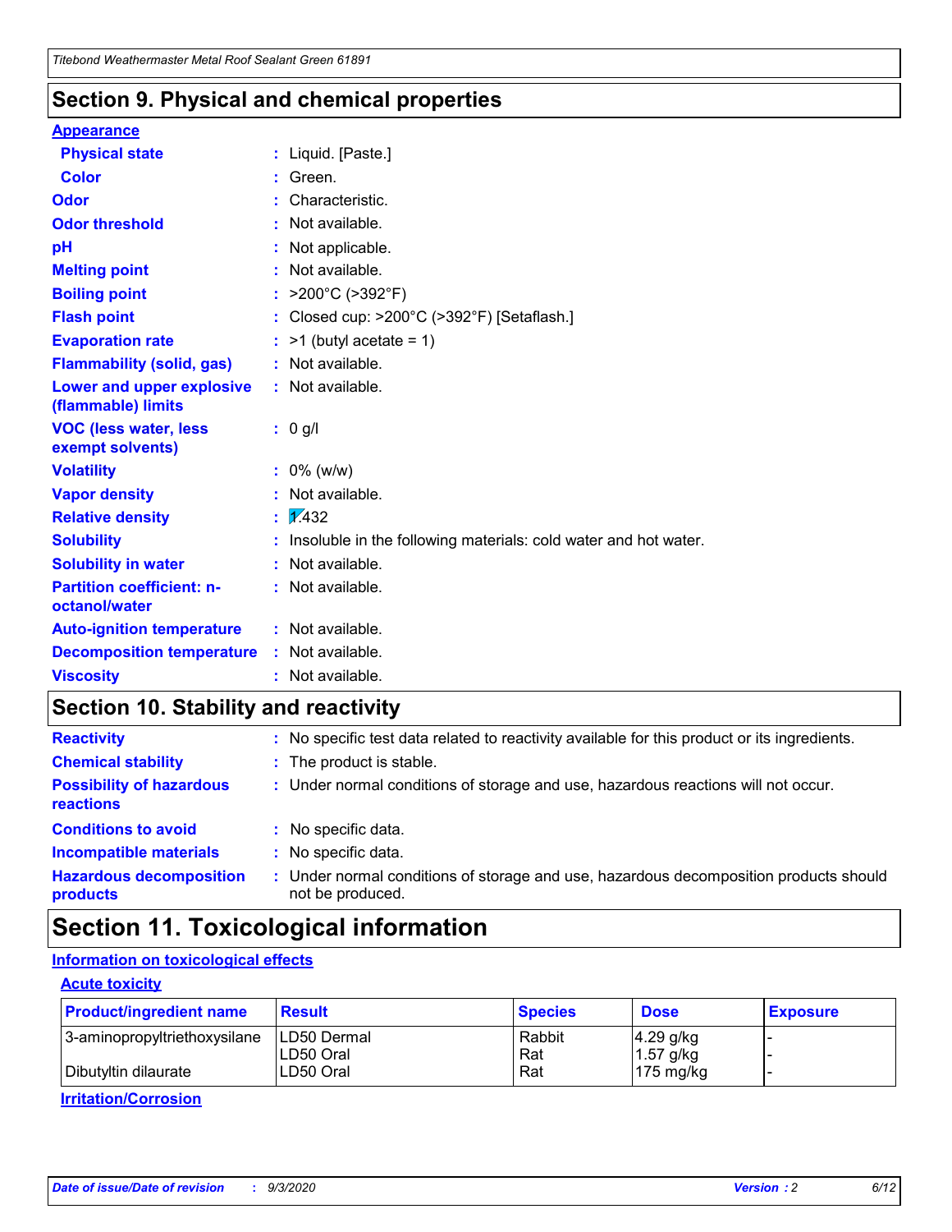## Section 9. Physical and chemical properties

**Appearance**

| | | |
|---|---|---|
| **Physical state** | : | Liquid. [Paste.] |
| **Color** | : | Green. |
| **Odor** | : | Characteristic. |
| **Odor threshold** | : | Not available. |
| **pH** | : | Not applicable. |
| **Melting point** | : | Not available. |
| **Boiling point** | : | >200°C (>392°F) |
| **Flash point** | : | Closed cup: >200°C (>392°F) [Setaflash.] |
| **Evaporation rate** | : | >1 (butyl acetate = 1) |
| **Flammability (solid, gas)** | : | Not available. |
| **Lower and upper explosive (flammable) limits** | : | Not available. |
| **VOC (less water, less exempt solvents)** | : | 0 g/l |
| **Volatility** | : | 0% (w/w) |
| **Vapor density** | : | Not available. |
| **Relative density** | : | 1.432 |
| **Solubility** | : | Insoluble in the following materials: cold water and hot water. |
| **Solubility in water** | : | Not available. |
| **Partition coefficient: n-octanol/water** | : | Not available. |
| **Auto-ignition temperature** | : | Not available. |
| **Decomposition temperature** | : | Not available. |
| **Viscosity** | : | Not available. |

## Section 10. Stability and reactivity

| | | |
|---|---|---|
| **Reactivity** | : | No specific test data related to reactivity available for this product or its ingredients. |
| **Chemical stability** | : | The product is stable. |
| **Possibility of hazardous reactions** | : | Under normal conditions of storage and use, hazardous reactions will not occur. |
| **Conditions to avoid** | : | No specific data. |
| **Incompatible materials** | : | No specific data. |
| **Hazardous decomposition products** | : | Under normal conditions of storage and use, hazardous decomposition products should not be produced. |

## Section 11. Toxicological information

**Information on toxicological effects**

**Acute toxicity**

| Product/ingredient name | Result | Species | Dose | Exposure |
|---|---|---|---|---|
| 3-aminopropyltriethoxysilane | LD50 Dermal | Rabbit | 4.29 g/kg | - |
| | LD50 Oral | Rat | 1.57 g/kg | - |
| Dibutyltin dilaurate | LD50 Oral | Rat | 175 mg/kg | - |

**Irritation/Corrosion**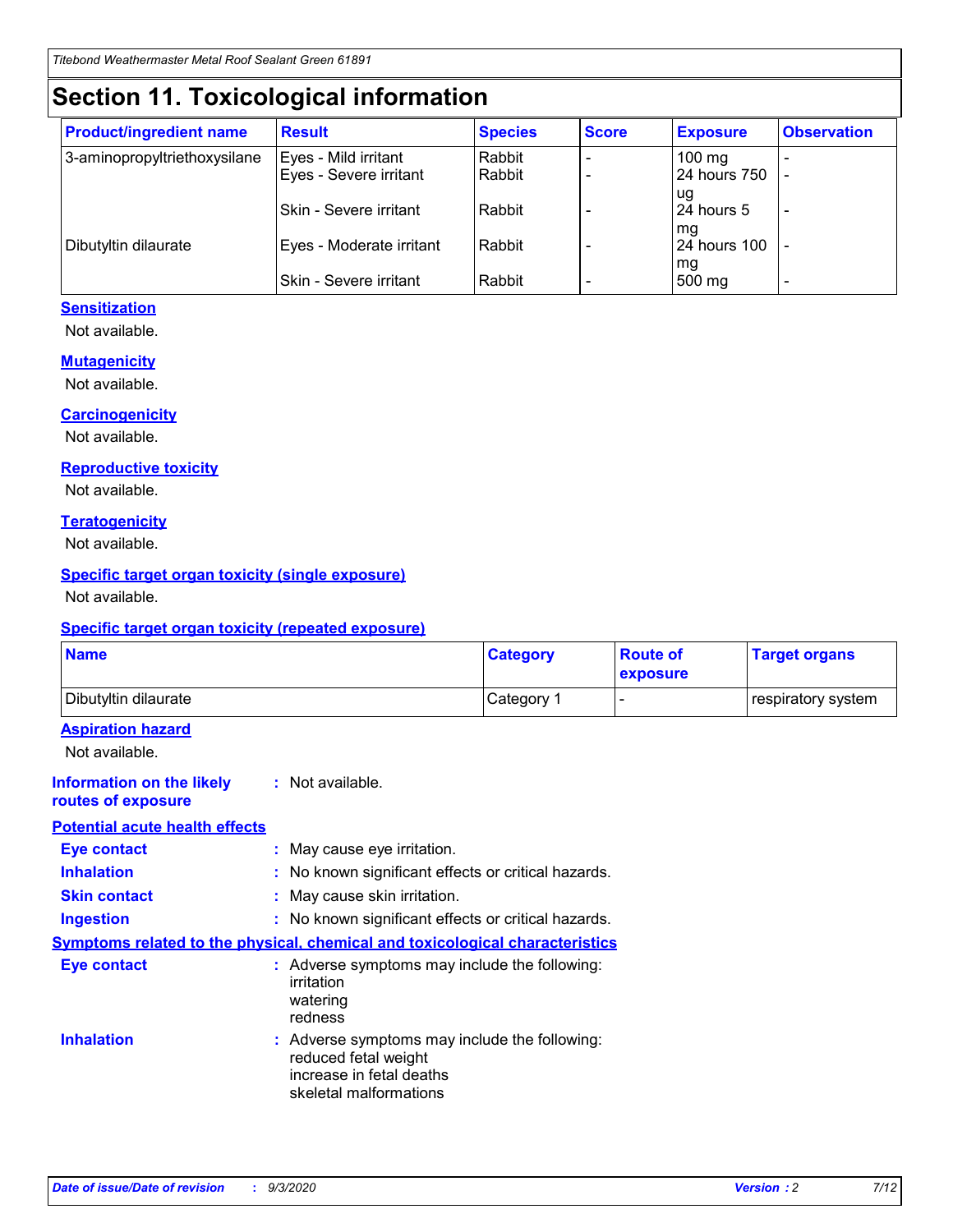# Section 11. Toxicological information

| Product/ingredient name | Result | Species | Score | Exposure | Observation |
|---|---|---|---|---|---|
| 3-aminopropyltriethoxysilane | Eyes - Mild irritant | Rabbit | - | 100 mg | - |
| | Eyes - Severe irritant | Rabbit | - | 24 hours 750 ug | - |
| | Skin - Severe irritant | Rabbit | - | 24 hours 5 mg | - |
| Dibutyltin dilaurate | Eyes - Moderate irritant | Rabbit | - | 24 hours 100 mg | - |
| | Skin - Severe irritant | Rabbit | - | 500 mg | - |

**Sensitization**

Not available.

**Mutagenicity**

Not available.

**Carcinogenicity**

Not available.

**Reproductive toxicity**

Not available.

**Teratogenicity**

Not available.

**Specific target organ toxicity (single exposure)**

Not available.

**Specific target organ toxicity (repeated exposure)**

| Name | Category | Route of exposure | Target organs |
|---|---|---|---|
| Dibutyltin dilaurate | Category 1 | - | respiratory system |

**Aspiration hazard**

Not available.

**Information on the likely routes of exposure** : Not available.

**Potential acute health effects**

**Eye contact** : May cause eye irritation.

**Inhalation** : No known significant effects or critical hazards.

**Skin contact** : May cause skin irritation.

**Ingestion** : No known significant effects or critical hazards.

**Symptoms related to the physical, chemical and toxicological characteristics**

**Eye contact** : Adverse symptoms may include the following:
irritation
watering
redness

**Inhalation** : Adverse symptoms may include the following:
reduced fetal weight
increase in fetal deaths
skeletal malformations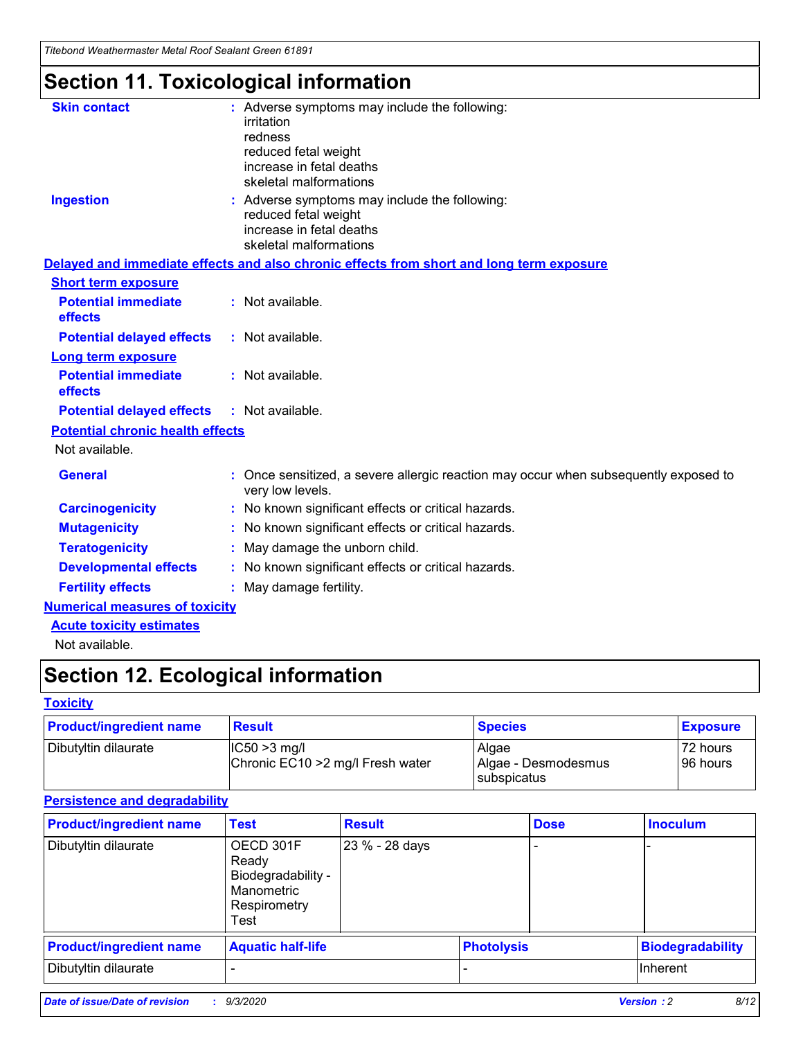# Section 11. Toxicological information

**Skin contact** : Adverse symptoms may include the following:
irritation
redness
reduced fetal weight
increase in fetal deaths
skeletal malformations

**Ingestion** : Adverse symptoms may include the following:
reduced fetal weight
increase in fetal deaths
skeletal malformations

**Delayed and immediate effects and also chronic effects from short and long term exposure**

**Short term exposure**

**Potential immediate effects** : Not available.

**Potential delayed effects** : Not available.

**Long term exposure**

**Potential immediate effects** : Not available.

**Potential delayed effects** : Not available.

**Potential chronic health effects**

Not available.

**General** : Once sensitized, a severe allergic reaction may occur when subsequently exposed to very low levels.

**Carcinogenicity** : No known significant effects or critical hazards.

**Mutagenicity** : No known significant effects or critical hazards.

**Teratogenicity** : May damage the unborn child.

**Developmental effects** : No known significant effects or critical hazards.

**Fertility effects** : May damage fertility.

**Numerical measures of toxicity**

**Acute toxicity estimates**

Not available.

# Section 12. Ecological information

**Toxicity**

| Product/ingredient name | Result | Species | Exposure |
|---|---|---|---|
| Dibutyltin dilaurate | IC50 >3 mg/l<br>Chronic EC10 >2 mg/l Fresh water | Algae<br>Algae - Desmodesmus subspicatus | 72 hours<br>96 hours |

**Persistence and degradability**

| Product/ingredient name | Test | Result | Dose | Inoculum |
|---|---|---|---|---|
| Dibutyltin dilaurate | OECD 301F Ready Biodegradability - Manometric Respirometry Test | 23 % - 28 days | - | - |

| Product/ingredient name | Aquatic half-life | Photolysis | Biodegradability |
|---|---|---|---|
| Dibutyltin dilaurate | - | - | Inherent |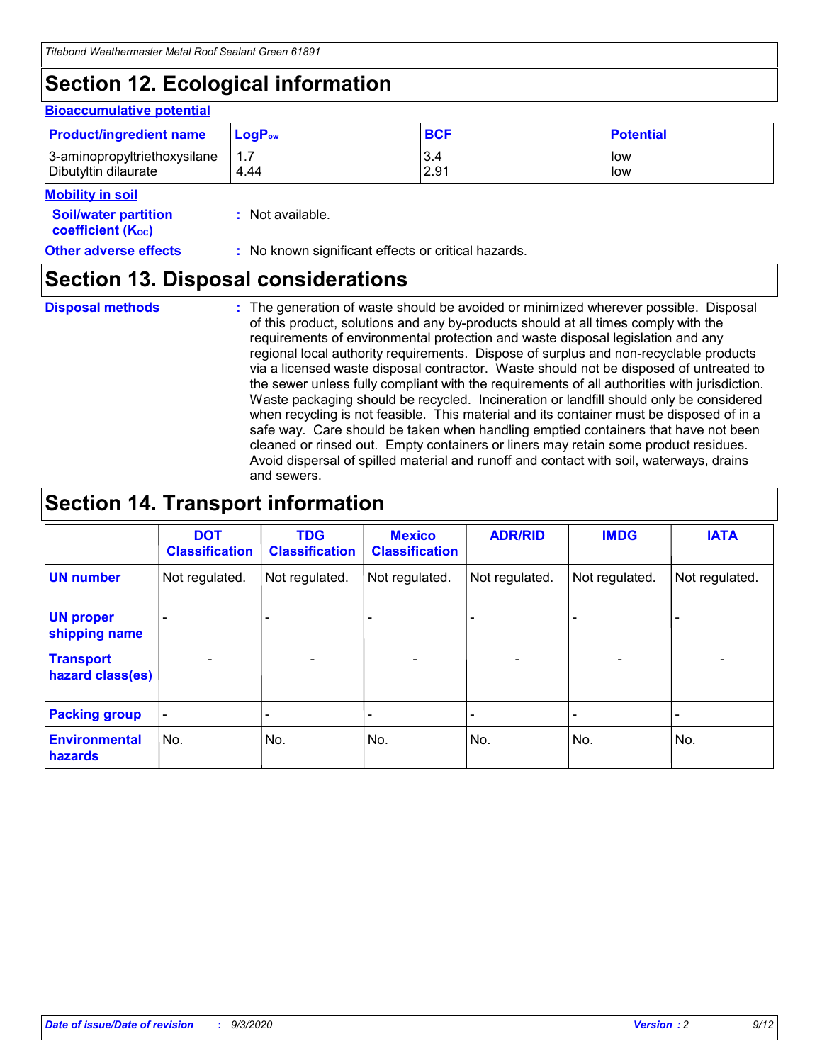## Section 12. Ecological information

**Bioaccumulative potential**

| Product/ingredient name | $LogP_{ow}$ | BCF | Potential |
|---|---|---|---|
| 3-aminopropyltriethoxysilane | 1.7 | 3.4 | low |
| Dibutyltin dilaurate | 4.44 | 2.91 | low |

**Mobility in soil**

**Soil/water partition coefficient ($K_{OC}$)** : Not available.

**Other adverse effects** : No known significant effects or critical hazards.

## Section 13. Disposal considerations

**Disposal methods** : The generation of waste should be avoided or minimized wherever possible. Disposal of this product, solutions and any by-products should at all times comply with the requirements of environmental protection and waste disposal legislation and any regional local authority requirements. Dispose of surplus and non-recyclable products via a licensed waste disposal contractor. Waste should not be disposed of untreated to the sewer unless fully compliant with the requirements of all authorities with jurisdiction. Waste packaging should be recycled. Incineration or landfill should only be considered when recycling is not feasible. This material and its container must be disposed of in a safe way. Care should be taken when handling emptied containers that have not been cleaned or rinsed out. Empty containers or liners may retain some product residues. Avoid dispersal of spilled material and runoff and contact with soil, waterways, drains and sewers.

## Section 14. Transport information

| | DOT Classification | TDG Classification | Mexico Classification | ADR/RID | IMDG | IATA |
|---|---|---|---|---|---|---|
| UN number | Not regulated. | Not regulated. | Not regulated. | Not regulated. | Not regulated. | Not regulated. |
| UN proper shipping name | - | - | - | - | - | - |
| Transport hazard class(es) | - | - | - | - | - | - |
| Packing group | - | - | - | - | - | - |
| Environmental hazards | No. | No. | No. | No. | No. | No. |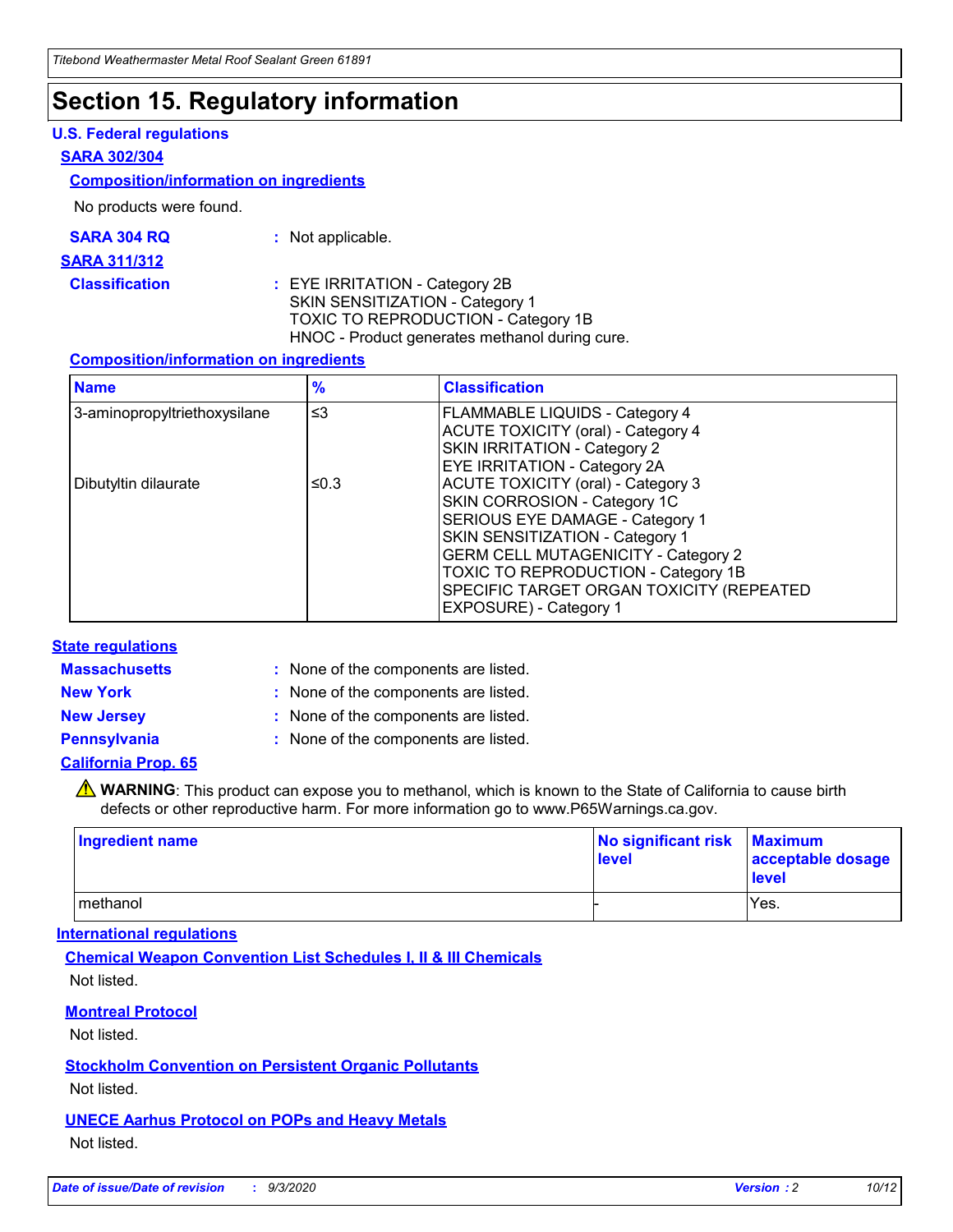# Section 15. Regulatory information

### U.S. Federal regulations

**SARA 302/304**

**Composition/information on ingredients**

No products were found.

**SARA 304 RQ** : Not applicable.

**SARA 311/312**

**Classification** : EYE IRRITATION - Category 2B
SKIN SENSITIZATION - Category 1
TOXIC TO REPRODUCTION - Category 1B
HNOC - Product generates methanol during cure.

**Composition/information on ingredients**

| Name | % | Classification |
| --- | --- | --- |
| 3-aminopropyltriethoxysilane | ≤3 | FLAMMABLE LIQUIDS - Category 4<br>ACUTE TOXICITY (oral) - Category 4<br>SKIN IRRITATION - Category 2<br>EYE IRRITATION - Category 2A |
| Dibutyltin dilaurate | ≤0.3 | ACUTE TOXICITY (oral) - Category 3<br>SKIN CORROSION - Category 1C<br>SERIOUS EYE DAMAGE - Category 1<br>SKIN SENSITIZATION - Category 1<br>GERM CELL MUTAGENICITY - Category 2<br>TOXIC TO REPRODUCTION - Category 1B<br>SPECIFIC TARGET ORGAN TOXICITY (REPEATED EXPOSURE) - Category 1 |

### State regulations

**Massachusetts** : None of the components are listed.

**New York** : None of the components are listed.

**New Jersey** : None of the components are listed.

**Pennsylvania** : None of the components are listed.

**California Prop. 65**

⚠ **WARNING**: This product can expose you to methanol, which is known to the State of California to cause birth defects or other reproductive harm. For more information go to www.P65Warnings.ca.gov.

| Ingredient name | No significant risk level | Maximum acceptable dosage level |
| --- | --- | --- |
| methanol | - | Yes. |

### International regulations

**Chemical Weapon Convention List Schedules I, II & III Chemicals**

Not listed.

**Montreal Protocol**

Not listed.

**Stockholm Convention on Persistent Organic Pollutants**

Not listed.

**UNECE Aarhus Protocol on POPs and Heavy Metals**

Not listed.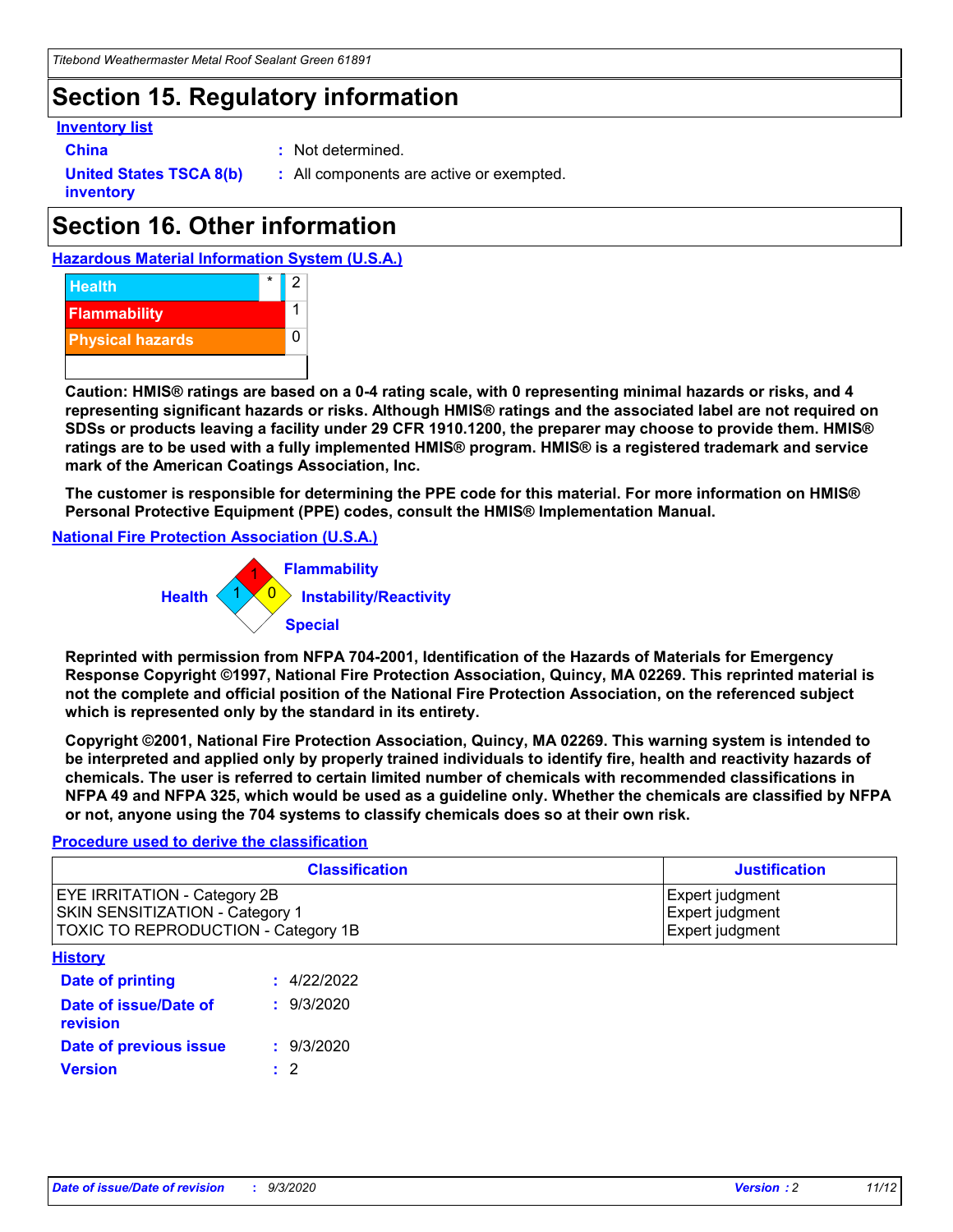# Section 15. Regulatory information

**Inventory list**

**China** : Not determined.

**United States TSCA 8(b) inventory** : All components are active or exempted.

# Section 16. Other information

**Hazardous Material Information System (U.S.A.)**

| | | |
|---|---|---|
| Health | * | 2 |
| Flammability | | 1 |
| Physical hazards | | 0 |

**Caution: HMIS® ratings are based on a 0-4 rating scale, with 0 representing minimal hazards or risks, and 4 representing significant hazards or risks. Although HMIS® ratings and the associated label are not required on SDSs or products leaving a facility under 29 CFR 1910.1200, the preparer may choose to provide them. HMIS® ratings are to be used with a fully implemented HMIS® program. HMIS® is a registered trademark and service mark of the American Coatings Association, Inc.**

**The customer is responsible for determining the PPE code for this material. For more information on HMIS® Personal Protective Equipment (PPE) codes, consult the HMIS® Implementation Manual.**

**National Fire Protection Association (U.S.A.)**

Health: 1
Flammability: 1
Instability/Reactivity: 0
Special:

**Reprinted with permission from NFPA 704-2001, Identification of the Hazards of Materials for Emergency Response Copyright ©1997, National Fire Protection Association, Quincy, MA 02269. This reprinted material is not the complete and official position of the National Fire Protection Association, on the referenced subject which is represented only by the standard in its entirety.**

**Copyright ©2001, National Fire Protection Association, Quincy, MA 02269. This warning system is intended to be interpreted and applied only by properly trained individuals to identify fire, health and reactivity hazards of chemicals. The user is referred to certain limited number of chemicals with recommended classifications in NFPA 49 and NFPA 325, which would be used as a guideline only. Whether the chemicals are classified by NFPA or not, anyone using the 704 systems to classify chemicals does so at their own risk.**

**Procedure used to derive the classification**

| Classification | Justification |
|---|---|
| EYE IRRITATION - Category 2B | Expert judgment |
| SKIN SENSITIZATION - Category 1 | Expert judgment |
| TOXIC TO REPRODUCTION - Category 1B | Expert judgment |

**History**

**Date of printing** : 4/22/2022

**Date of issue/Date of revision** : 9/3/2020

**Date of previous issue** : 9/3/2020

**Version** : 2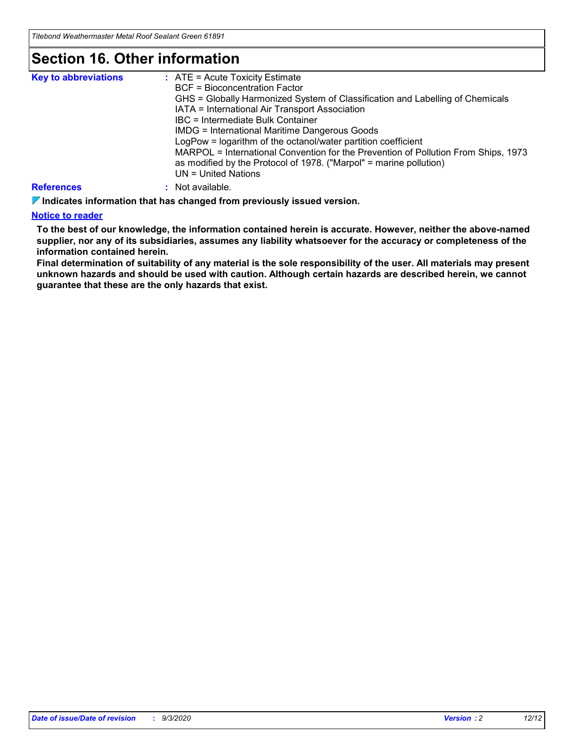# Section 16. Other information

**Key to abbreviations** : ATE = Acute Toxicity Estimate
BCF = Bioconcentration Factor
GHS = Globally Harmonized System of Classification and Labelling of Chemicals
IATA = International Air Transport Association
IBC = Intermediate Bulk Container
IMDG = International Maritime Dangerous Goods
LogPow = logarithm of the octanol/water partition coefficient
MARPOL = International Convention for the Prevention of Pollution From Ships, 1973 as modified by the Protocol of 1978. ("Marpol" = marine pollution)
UN = United Nations

**References** : Not available.

**Indicates information that has changed from previously issued version.**

**Notice to reader**

**To the best of our knowledge, the information contained herein is accurate. However, neither the above-named supplier, nor any of its subsidiaries, assumes any liability whatsoever for the accuracy or completeness of the information contained herein.**

**Final determination of suitability of any material is the sole responsibility of the user. All materials may present unknown hazards and should be used with caution. Although certain hazards are described herein, we cannot guarantee that these are the only hazards that exist.**